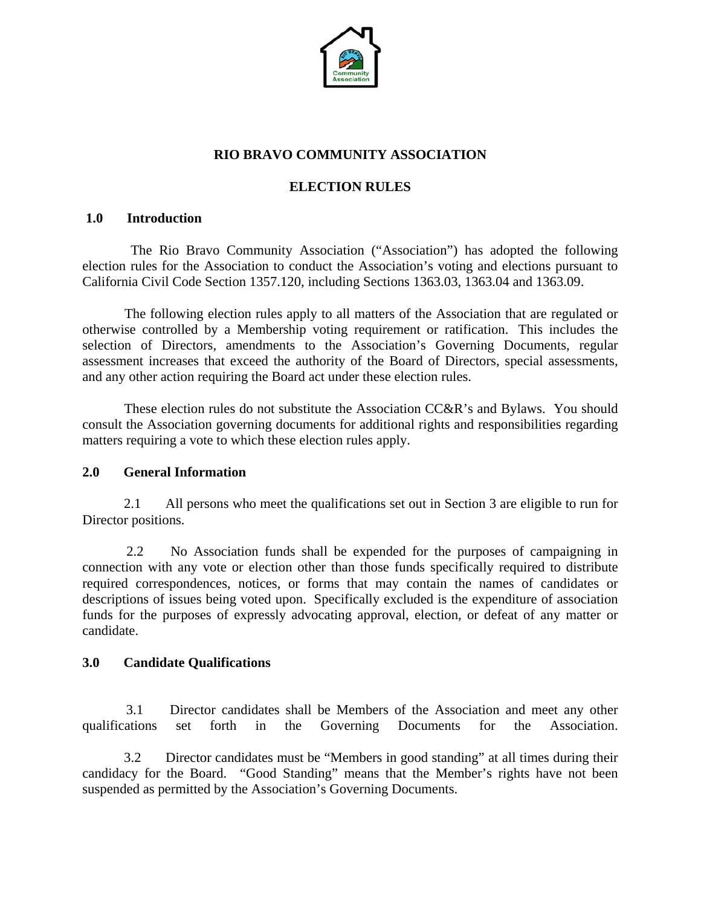# RIO BRAVO COMMUNITY ASSOCIATION

## ELECTION RULES

### 1.0 Introduction

The Rio Bravo Community Association ("Association") has adopted the following election rules for the Association to conduct the Association's voting and elections pursuant to California Civil Code Section 1357.120, including Sections 1363.03, 1363.04 and 1363.09.

The following election rules apply to all matters of the Association that are regulated or otherwise controlled by a Membership voting requirement or ratification. This includes the selection of Directors, amendments to the Association's Governing Documents, regular assessment increases that exceed the authority of the Board of Directors, special assessments, and any other action requiring the Board act under these election rules.

These election rules do not substitute the Association CC&R's and Bylaws. You should consult the Association governing documents for additional rights and responsibilities regarding matters requiring a vote to which these election rules apply.

### 2.0 General Information

2.1 All persons who meet the qualifications set out in Section 3 are eligible to run for Director positions.

2.2 No Association funds shall be expended for the purposes of campaigning in connection with any vote or election other than those funds specifically required to distribute required correspondences, notices, or forms that may contain the names of candidates or descriptions of issues being voted upon. Specifically excluded is the expenditure of association funds for the purposes of expressly advocating approval, election, or defeat of any matter or candidate.

### 3.0 Candidate Qualifications

3.1 Director candidates shall be Members of the Association and meet any other qualifications set forth in the Governing Documents for the Association.

3.2 Director candidates must be "Members in good standing" at all times during their candidacy for the Board. "Good Standing" means that the Member's rights have not been suspended as permitted by the Association's Governing Documents.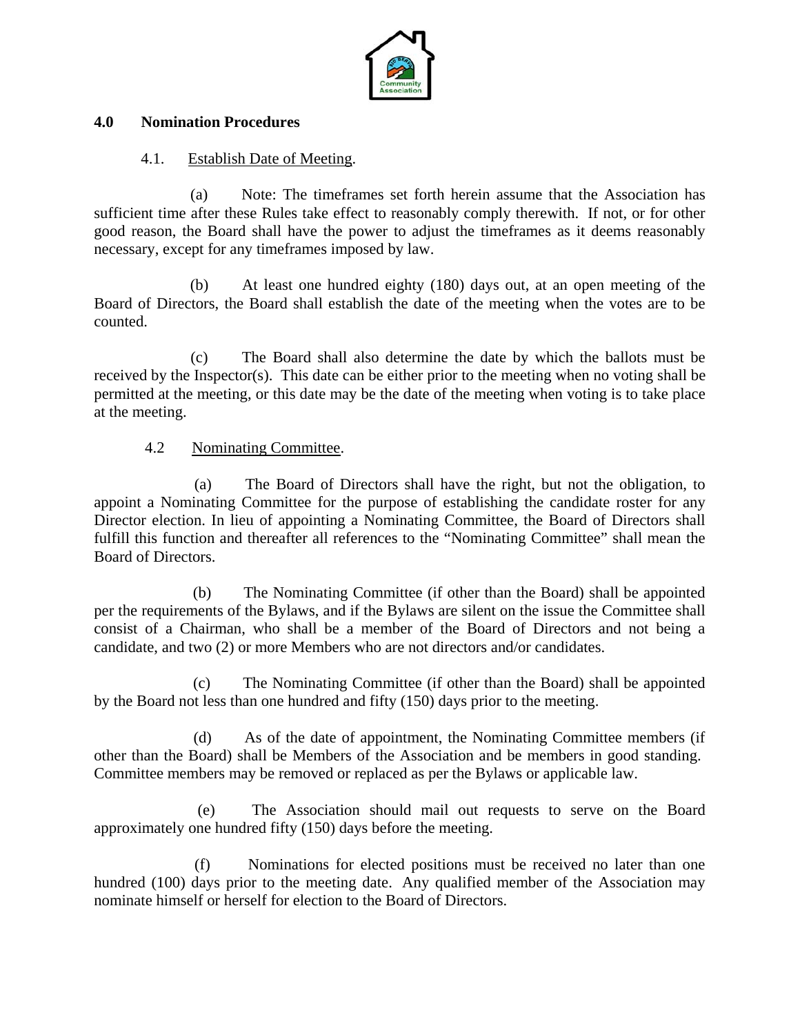## 4.0 Nomination Procedures

### 4.1. Establish Date of Meeting.

(a) Note: The timeframes set forth herein assume that the Association has sufficient time after these Rules take effect to reasonably comply therewith. If not, or for other good reason, the Board shall have the power to adjust the timeframes as it deems reasonably necessary, except for any timeframes imposed by law.

(b) At least one hundred eighty (180) days out, at an open meeting of the Board of Directors, the Board shall establish the date of the meeting when the votes are to be counted.

(c) The Board shall also determine the date by which the ballots must be received by the Inspector(s). This date can be either prior to the meeting when no voting shall be permitted at the meeting, or this date may be the date of the meeting when voting is to take place at the meeting.

### 4.2 Nominating Committee.

(a) The Board of Directors shall have the right, but not the obligation, to appoint a Nominating Committee for the purpose of establishing the candidate roster for any Director election. In lieu of appointing a Nominating Committee, the Board of Directors shall fulfill this function and thereafter all references to the "Nominating Committee" shall mean the Board of Directors.

(b) The Nominating Committee (if other than the Board) shall be appointed per the requirements of the Bylaws, and if the Bylaws are silent on the issue the Committee shall consist of a Chairman, who shall be a member of the Board of Directors and not being a candidate, and two (2) or more Members who are not directors and/or candidates.

(c) The Nominating Committee (if other than the Board) shall be appointed by the Board not less than one hundred and fifty (150) days prior to the meeting.

(d) As of the date of appointment, the Nominating Committee members (if other than the Board) shall be Members of the Association and be members in good standing. Committee members may be removed or replaced as per the Bylaws or applicable law.

(e) The Association should mail out requests to serve on the Board approximately one hundred fifty (150) days before the meeting.

(f) Nominations for elected positions must be received no later than one hundred (100) days prior to the meeting date. Any qualified member of the Association may nominate himself or herself for election to the Board of Directors.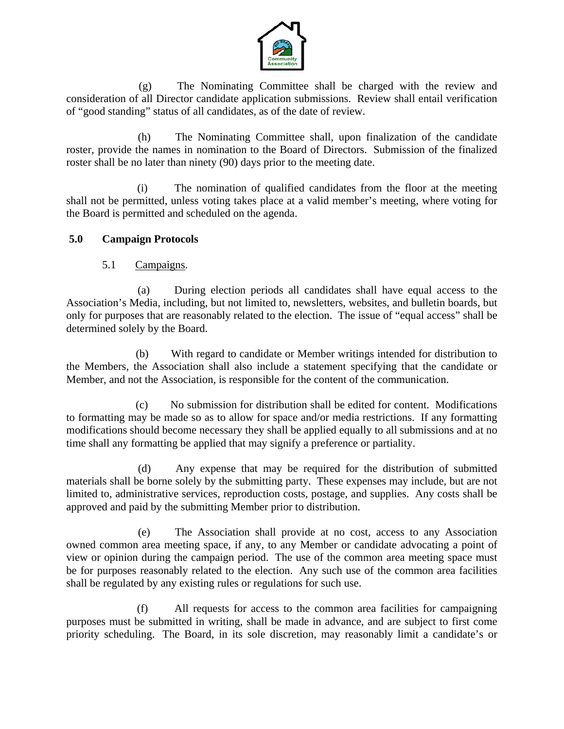(g) The Nominating Committee shall be charged with the review and consideration of all Director candidate application submissions. Review shall entail verification of "good standing" status of all candidates, as of the date of review.

(h) The Nominating Committee shall, upon finalization of the candidate roster, provide the names in nomination to the Board of Directors. Submission of the finalized roster shall be no later than ninety (90) days prior to the meeting date.

(i) The nomination of qualified candidates from the floor at the meeting shall not be permitted, unless voting takes place at a valid member's meeting, where voting for the Board is permitted and scheduled on the agenda.

## 5.0 Campaign Protocols

5.1 Campaigns.

(a) During election periods all candidates shall have equal access to the Association's Media, including, but not limited to, newsletters, websites, and bulletin boards, but only for purposes that are reasonably related to the election. The issue of "equal access" shall be determined solely by the Board.

(b) With regard to candidate or Member writings intended for distribution to the Members, the Association shall also include a statement specifying that the candidate or Member, and not the Association, is responsible for the content of the communication.

(c) No submission for distribution shall be edited for content. Modifications to formatting may be made so as to allow for space and/or media restrictions. If any formatting modifications should become necessary they shall be applied equally to all submissions and at no time shall any formatting be applied that may signify a preference or partiality.

(d) Any expense that may be required for the distribution of submitted materials shall be borne solely by the submitting party. These expenses may include, but are not limited to, administrative services, reproduction costs, postage, and supplies. Any costs shall be approved and paid by the submitting Member prior to distribution.

(e) The Association shall provide at no cost, access to any Association owned common area meeting space, if any, to any Member or candidate advocating a point of view or opinion during the campaign period. The use of the common area meeting space must be for purposes reasonably related to the election. Any such use of the common area facilities shall be regulated by any existing rules or regulations for such use.

(f) All requests for access to the common area facilities for campaigning purposes must be submitted in writing, shall be made in advance, and are subject to first come priority scheduling. The Board, in its sole discretion, may reasonably limit a candidate's or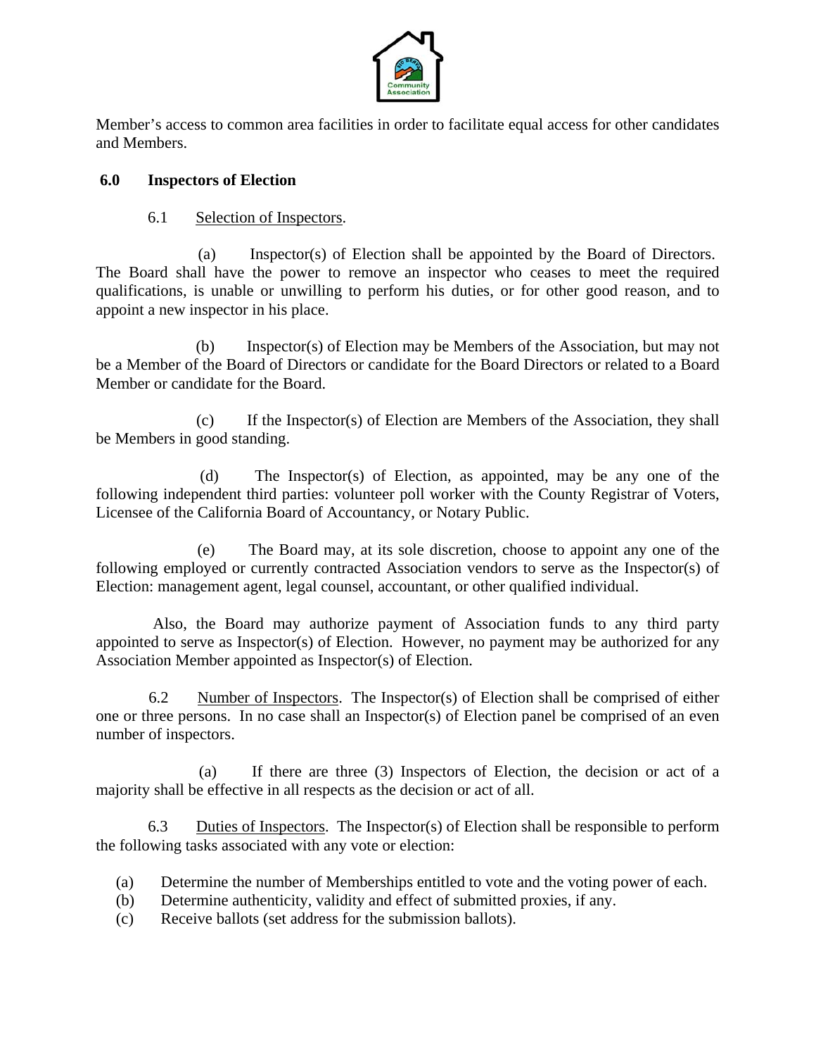Member's access to common area facilities in order to facilitate equal access for other candidates and Members.

## 6.0 Inspectors of Election

6.1 Selection of Inspectors.

(a) Inspector(s) of Election shall be appointed by the Board of Directors. The Board shall have the power to remove an inspector who ceases to meet the required qualifications, is unable or unwilling to perform his duties, or for other good reason, and to appoint a new inspector in his place.

(b) Inspector(s) of Election may be Members of the Association, but may not be a Member of the Board of Directors or candidate for the Board Directors or related to a Board Member or candidate for the Board.

(c) If the Inspector(s) of Election are Members of the Association, they shall be Members in good standing.

(d) The Inspector(s) of Election, as appointed, may be any one of the following independent third parties: volunteer poll worker with the County Registrar of Voters, Licensee of the California Board of Accountancy, or Notary Public.

(e) The Board may, at its sole discretion, choose to appoint any one of the following employed or currently contracted Association vendors to serve as the Inspector(s) of Election: management agent, legal counsel, accountant, or other qualified individual.

Also, the Board may authorize payment of Association funds to any third party appointed to serve as Inspector(s) of Election. However, no payment may be authorized for any Association Member appointed as Inspector(s) of Election.

6.2 Number of Inspectors. The Inspector(s) of Election shall be comprised of either one or three persons. In no case shall an Inspector(s) of Election panel be comprised of an even number of inspectors.

(a) If there are three (3) Inspectors of Election, the decision or act of a majority shall be effective in all respects as the decision or act of all.

6.3 Duties of Inspectors. The Inspector(s) of Election shall be responsible to perform the following tasks associated with any vote or election:

(a) Determine the number of Memberships entitled to vote and the voting power of each.
(b) Determine authenticity, validity and effect of submitted proxies, if any.
(c) Receive ballots (set address for the submission ballots).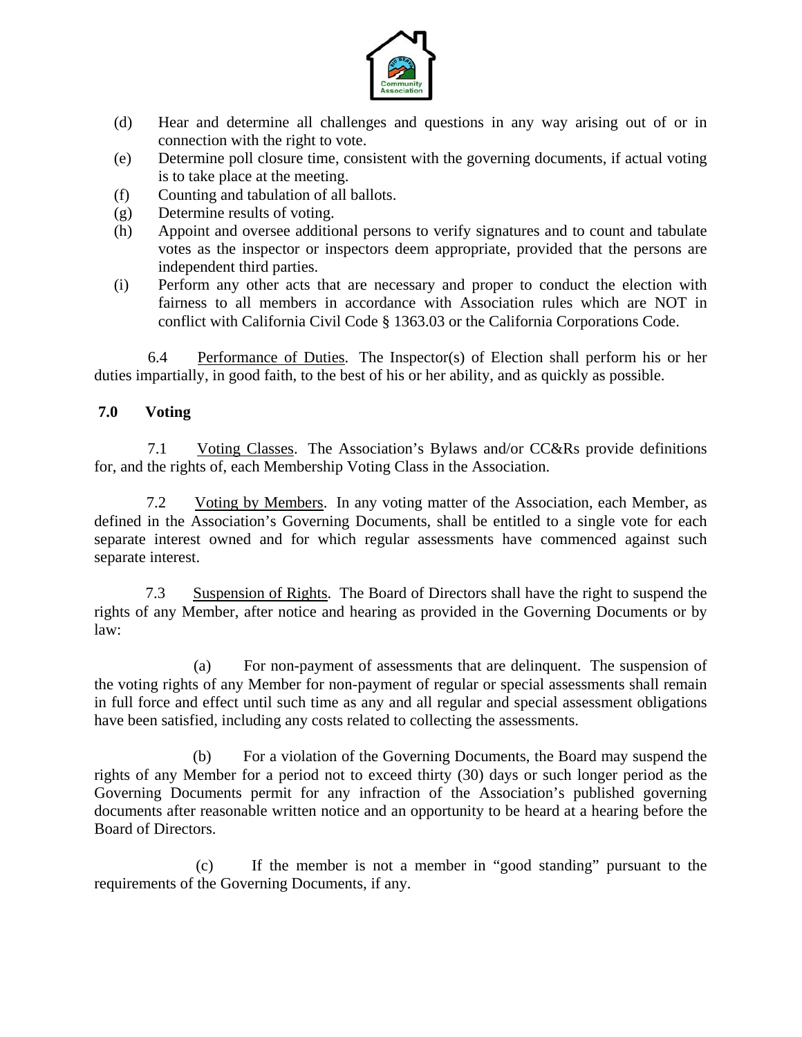(d) Hear and determine all challenges and questions in any way arising out of or in connection with the right to vote.

(e) Determine poll closure time, consistent with the governing documents, if actual voting is to take place at the meeting.

(f) Counting and tabulation of all ballots.

(g) Determine results of voting.

(h) Appoint and oversee additional persons to verify signatures and to count and tabulate votes as the inspector or inspectors deem appropriate, provided that the persons are independent third parties.

(i) Perform any other acts that are necessary and proper to conduct the election with fairness to all members in accordance with Association rules which are NOT in conflict with California Civil Code § 1363.03 or the California Corporations Code.

6.4 Performance of Duties. The Inspector(s) of Election shall perform his or her duties impartially, in good faith, to the best of his or her ability, and as quickly as possible.

## 7.0 Voting

7.1 Voting Classes. The Association's Bylaws and/or CC&Rs provide definitions for, and the rights of, each Membership Voting Class in the Association.

7.2 Voting by Members. In any voting matter of the Association, each Member, as defined in the Association's Governing Documents, shall be entitled to a single vote for each separate interest owned and for which regular assessments have commenced against such separate interest.

7.3 Suspension of Rights. The Board of Directors shall have the right to suspend the rights of any Member, after notice and hearing as provided in the Governing Documents or by law:

(a) For non-payment of assessments that are delinquent. The suspension of the voting rights of any Member for non-payment of regular or special assessments shall remain in full force and effect until such time as any and all regular and special assessment obligations have been satisfied, including any costs related to collecting the assessments.

(b) For a violation of the Governing Documents, the Board may suspend the rights of any Member for a period not to exceed thirty (30) days or such longer period as the Governing Documents permit for any infraction of the Association's published governing documents after reasonable written notice and an opportunity to be heard at a hearing before the Board of Directors.

(c) If the member is not a member in "good standing" pursuant to the requirements of the Governing Documents, if any.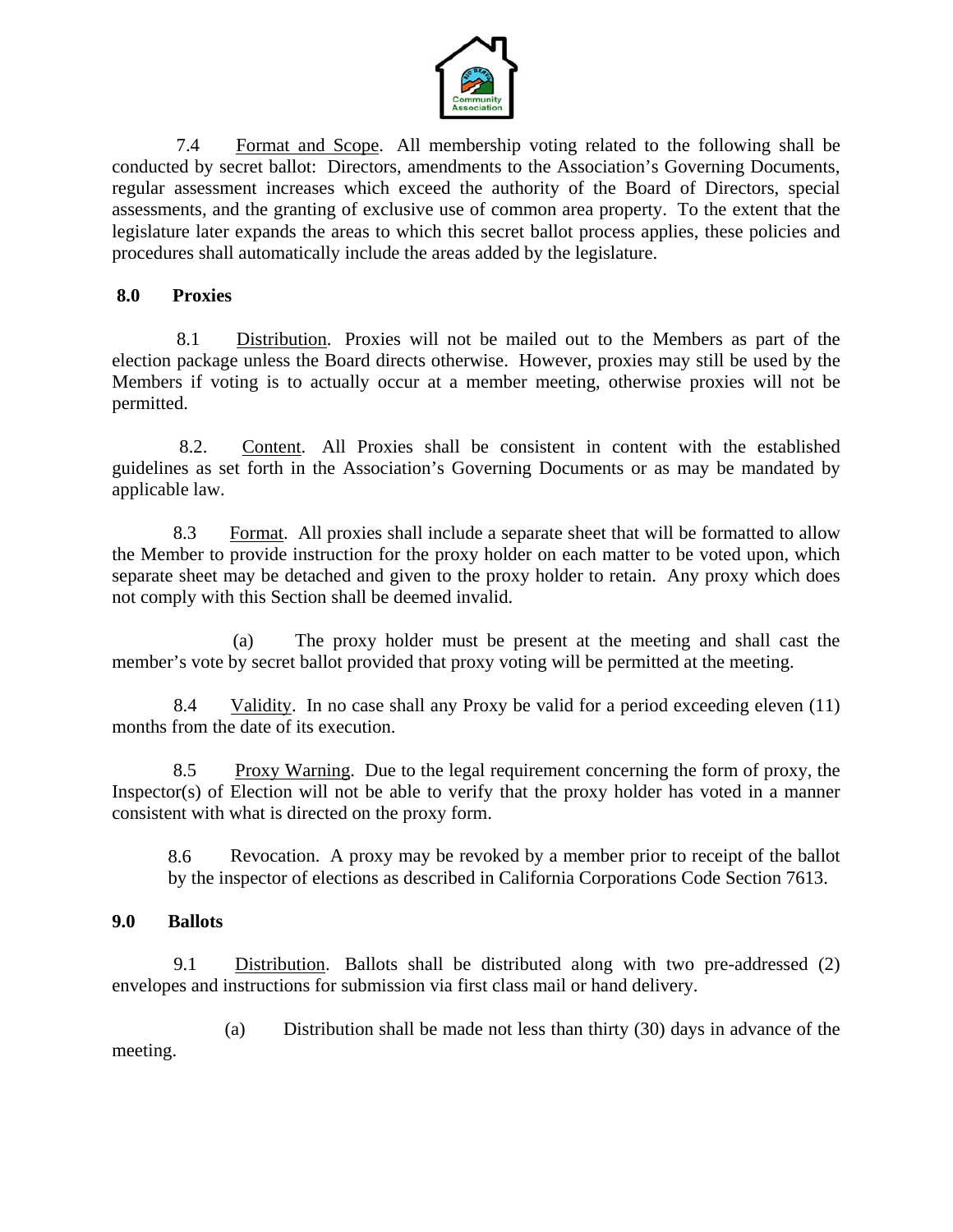7.4 Format and Scope. All membership voting related to the following shall be conducted by secret ballot: Directors, amendments to the Association's Governing Documents, regular assessment increases which exceed the authority of the Board of Directors, special assessments, and the granting of exclusive use of common area property. To the extent that the legislature later expands the areas to which this secret ballot process applies, these policies and procedures shall automatically include the areas added by the legislature.

## 8.0 Proxies

8.1 Distribution. Proxies will not be mailed out to the Members as part of the election package unless the Board directs otherwise. However, proxies may still be used by the Members if voting is to actually occur at a member meeting, otherwise proxies will not be permitted.

8.2. Content. All Proxies shall be consistent in content with the established guidelines as set forth in the Association's Governing Documents or as may be mandated by applicable law.

8.3 Format. All proxies shall include a separate sheet that will be formatted to allow the Member to provide instruction for the proxy holder on each matter to be voted upon, which separate sheet may be detached and given to the proxy holder to retain. Any proxy which does not comply with this Section shall be deemed invalid.

(a) The proxy holder must be present at the meeting and shall cast the member's vote by secret ballot provided that proxy voting will be permitted at the meeting.

8.4 Validity. In no case shall any Proxy be valid for a period exceeding eleven (11) months from the date of its execution.

8.5 Proxy Warning. Due to the legal requirement concerning the form of proxy, the Inspector(s) of Election will not be able to verify that the proxy holder has voted in a manner consistent with what is directed on the proxy form.

8.6 Revocation. A proxy may be revoked by a member prior to receipt of the ballot by the inspector of elections as described in California Corporations Code Section 7613.

## 9.0 Ballots

9.1 Distribution. Ballots shall be distributed along with two pre-addressed (2) envelopes and instructions for submission via first class mail or hand delivery.

(a) Distribution shall be made not less than thirty (30) days in advance of the meeting.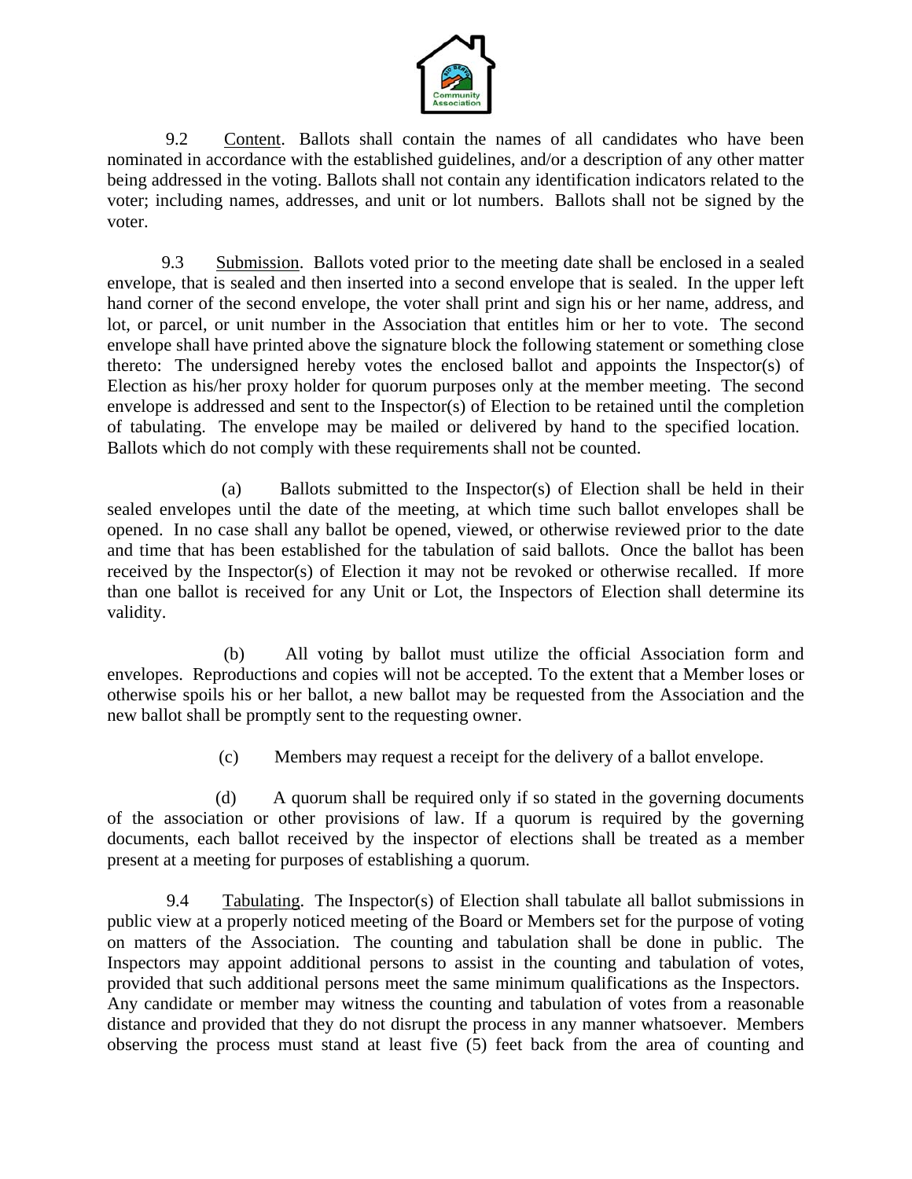9.2 Content. Ballots shall contain the names of all candidates who have been nominated in accordance with the established guidelines, and/or a description of any other matter being addressed in the voting. Ballots shall not contain any identification indicators related to the voter; including names, addresses, and unit or lot numbers. Ballots shall not be signed by the voter.

9.3 Submission. Ballots voted prior to the meeting date shall be enclosed in a sealed envelope, that is sealed and then inserted into a second envelope that is sealed. In the upper left hand corner of the second envelope, the voter shall print and sign his or her name, address, and lot, or parcel, or unit number in the Association that entitles him or her to vote. The second envelope shall have printed above the signature block the following statement or something close thereto: The undersigned hereby votes the enclosed ballot and appoints the Inspector(s) of Election as his/her proxy holder for quorum purposes only at the member meeting. The second envelope is addressed and sent to the Inspector(s) of Election to be retained until the completion of tabulating. The envelope may be mailed or delivered by hand to the specified location. Ballots which do not comply with these requirements shall not be counted.

(a) Ballots submitted to the Inspector(s) of Election shall be held in their sealed envelopes until the date of the meeting, at which time such ballot envelopes shall be opened. In no case shall any ballot be opened, viewed, or otherwise reviewed prior to the date and time that has been established for the tabulation of said ballots. Once the ballot has been received by the Inspector(s) of Election it may not be revoked or otherwise recalled. If more than one ballot is received for any Unit or Lot, the Inspectors of Election shall determine its validity.

(b) All voting by ballot must utilize the official Association form and envelopes. Reproductions and copies will not be accepted. To the extent that a Member loses or otherwise spoils his or her ballot, a new ballot may be requested from the Association and the new ballot shall be promptly sent to the requesting owner.

(c) Members may request a receipt for the delivery of a ballot envelope.

(d) A quorum shall be required only if so stated in the governing documents of the association or other provisions of law. If a quorum is required by the governing documents, each ballot received by the inspector of elections shall be treated as a member present at a meeting for purposes of establishing a quorum.

9.4 Tabulating. The Inspector(s) of Election shall tabulate all ballot submissions in public view at a properly noticed meeting of the Board or Members set for the purpose of voting on matters of the Association. The counting and tabulation shall be done in public. The Inspectors may appoint additional persons to assist in the counting and tabulation of votes, provided that such additional persons meet the same minimum qualifications as the Inspectors. Any candidate or member may witness the counting and tabulation of votes from a reasonable distance and provided that they do not disrupt the process in any manner whatsoever. Members observing the process must stand at least five (5) feet back from the area of counting and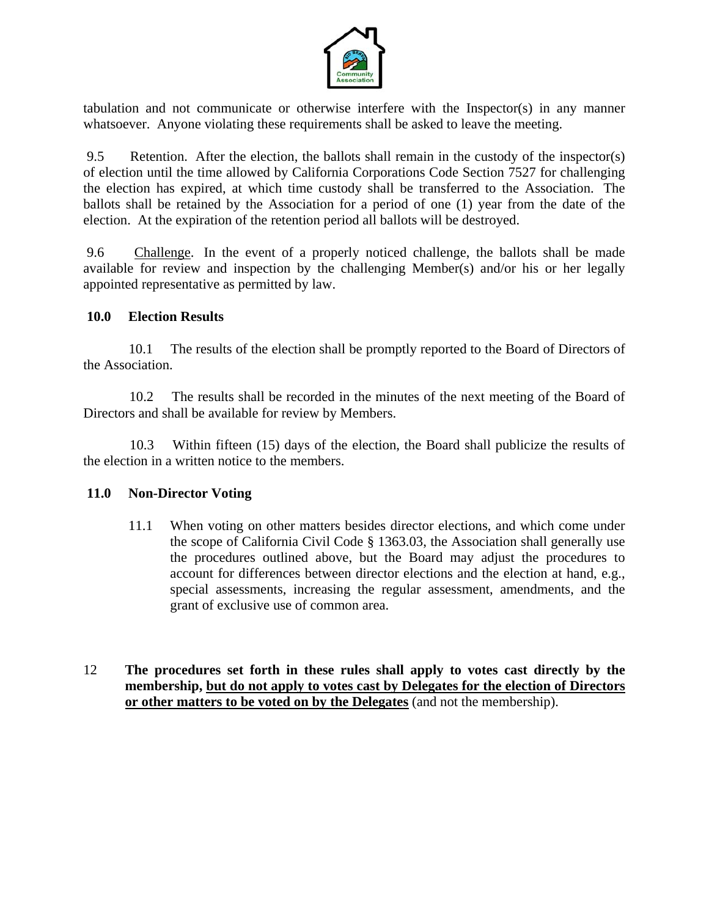tabulation and not communicate or otherwise interfere with the Inspector(s) in any manner whatsoever. Anyone violating these requirements shall be asked to leave the meeting.

9.5 Retention. After the election, the ballots shall remain in the custody of the inspector(s) of election until the time allowed by California Corporations Code Section 7527 for challenging the election has expired, at which time custody shall be transferred to the Association. The ballots shall be retained by the Association for a period of one (1) year from the date of the election. At the expiration of the retention period all ballots will be destroyed.

9.6 <u>Challenge</u>. In the event of a properly noticed challenge, the ballots shall be made available for review and inspection by the challenging Member(s) and/or his or her legally appointed representative as permitted by law.

## 10.0 Election Results

10.1 The results of the election shall be promptly reported to the Board of Directors of the Association.

10.2 The results shall be recorded in the minutes of the next meeting of the Board of Directors and shall be available for review by Members.

10.3 Within fifteen (15) days of the election, the Board shall publicize the results of the election in a written notice to the members.

## 11.0 Non-Director Voting

11.1 When voting on other matters besides director elections, and which come under the scope of California Civil Code § 1363.03, the Association shall generally use the procedures outlined above, but the Board may adjust the procedures to account for differences between director elections and the election at hand, e.g., special assessments, increasing the regular assessment, amendments, and the grant of exclusive use of common area.

12 **The procedures set forth in these rules shall apply to votes cast directly by the membership, <u>but do not apply to votes cast by Delegates for the election of Directors or other matters to be voted on by the Delegates</u>** (and not the membership).